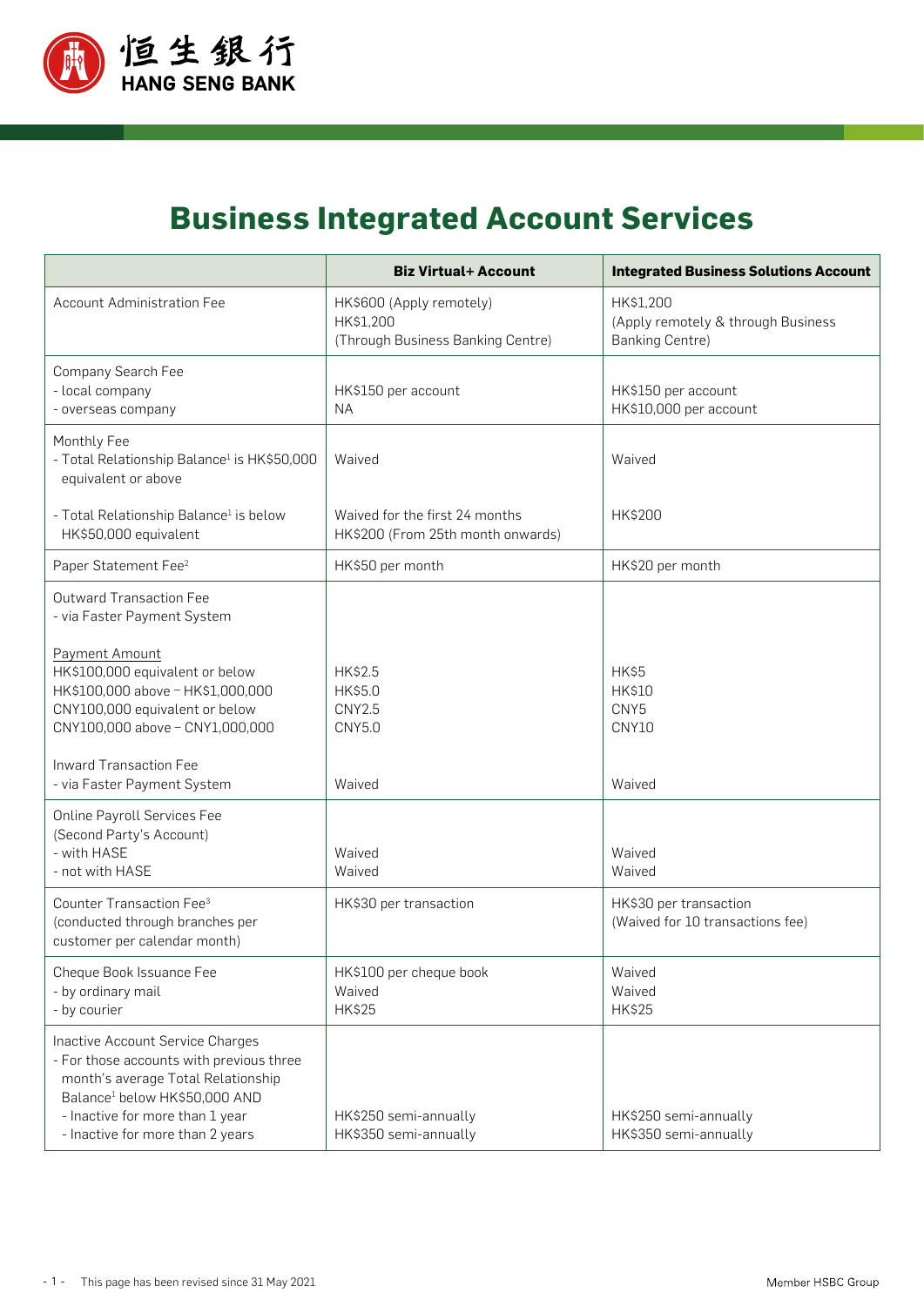# Business Integrated Account Services

| | Biz Virtual+ Account | Integrated Business Solutions Account |
|---|---|---|
| Account Administration Fee | HK$600 (Apply remotely)<br>HK$1,200<br>(Through Business Banking Centre) | HK$1,200<br>(Apply remotely & through Business Banking Centre) |
| Company Search Fee<br>- local company<br>- overseas company | <br>HK$150 per account<br>NA | <br>HK$150 per account<br>HK$10,000 per account |
| Monthly Fee<br>- Total Relationship Balance[1] is HK$50,000 equivalent or above | Waived | Waived |
| - Total Relationship Balance[1] is below HK$50,000 equivalent | Waived for the first 24 months<br>HK$200 (From 25th month onwards) | HK$200 |
| Paper Statement Fee[2] | HK$50 per month | HK$20 per month |
| Outward Transaction Fee<br>- via Faster Payment System<br><br>Payment Amount<br>HK$100,000 equivalent or below<br>HK$100,000 above – HK$1,000,000<br>CNY100,000 equivalent or below<br>CNY100,000 above – CNY1,000,000 | <br><br><br><br>HK$2.5<br>HK$5.0<br>CNY2.5<br>CNY5.0 | <br><br><br><br>HK$5<br>HK$10<br>CNY5<br>CNY10 |
| Inward Transaction Fee<br>- via Faster Payment System | Waived | Waived |
| Online Payroll Services Fee<br>(Second Party's Account)<br>- with HASE<br>- not with HASE | <br><br>Waived<br>Waived | <br><br>Waived<br>Waived |
| Counter Transaction Fee[3]<br>(conducted through branches per customer per calendar month) | HK$30 per transaction | HK$30 per transaction<br>(Waived for 10 transactions fee) |
| Cheque Book Issuance Fee<br>- by ordinary mail<br>- by courier | HK$100 per cheque book<br>Waived<br>HK$25 | Waived<br>Waived<br>HK$25 |
| Inactive Account Service Charges<br>- For those accounts with previous three month's average Total Relationship Balance[1] below HK$50,000 AND<br>- Inactive for more than 1 year<br>- Inactive for more than 2 years | <br><br><br>HK$250 semi-annually<br>HK$350 semi-annually | <br><br><br>HK$250 semi-annually<br>HK$350 semi-annually |

This page has been revised since 31 May 2021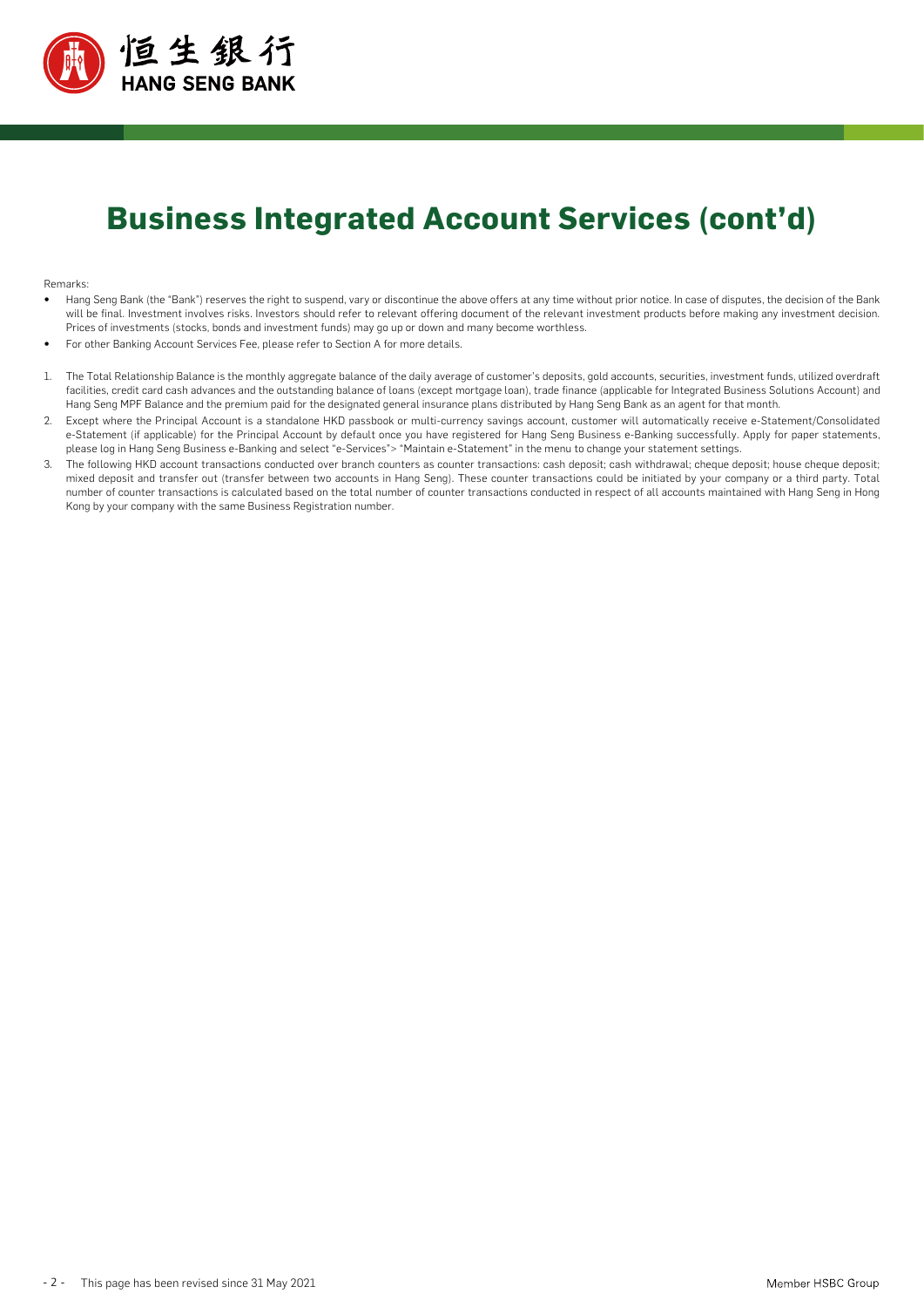# Business Integrated Account Services (cont'd)

Remarks:

- Hang Seng Bank (the "Bank") reserves the right to suspend, vary or discontinue the above offers at any time without prior notice. In case of disputes, the decision of the Bank will be final. Investment involves risks. Investors should refer to relevant offering document of the relevant investment products before making any investment decision. Prices of investments (stocks, bonds and investment funds) may go up or down and many become worthless.
- For other Banking Account Services Fee, please refer to Section A for more details.

1. The Total Relationship Balance is the monthly aggregate balance of the daily average of customer's deposits, gold accounts, securities, investment funds, utilized overdraft facilities, credit card cash advances and the outstanding balance of loans (except mortgage loan), trade finance (applicable for Integrated Business Solutions Account) and Hang Seng MPF Balance and the premium paid for the designated general insurance plans distributed by Hang Seng Bank as an agent for that month.
2. Except where the Principal Account is a standalone HKD passbook or multi-currency savings account, customer will automatically receive e-Statement/Consolidated e-Statement (if applicable) for the Principal Account by default once you have registered for Hang Seng Business e-Banking successfully. Apply for paper statements, please log in Hang Seng Business e-Banking and select "e-Services"> "Maintain e-Statement" in the menu to change your statement settings.
3. The following HKD account transactions conducted over branch counters as counter transactions: cash deposit; cash withdrawal; cheque deposit; house cheque deposit; mixed deposit and transfer out (transfer between two accounts in Hang Seng). These counter transactions could be initiated by your company or a third party. Total number of counter transactions is calculated based on the total number of counter transactions conducted in respect of all accounts maintained with Hang Seng in Hong Kong by your company with the same Business Registration number.

This page has been revised since 31 May 2021